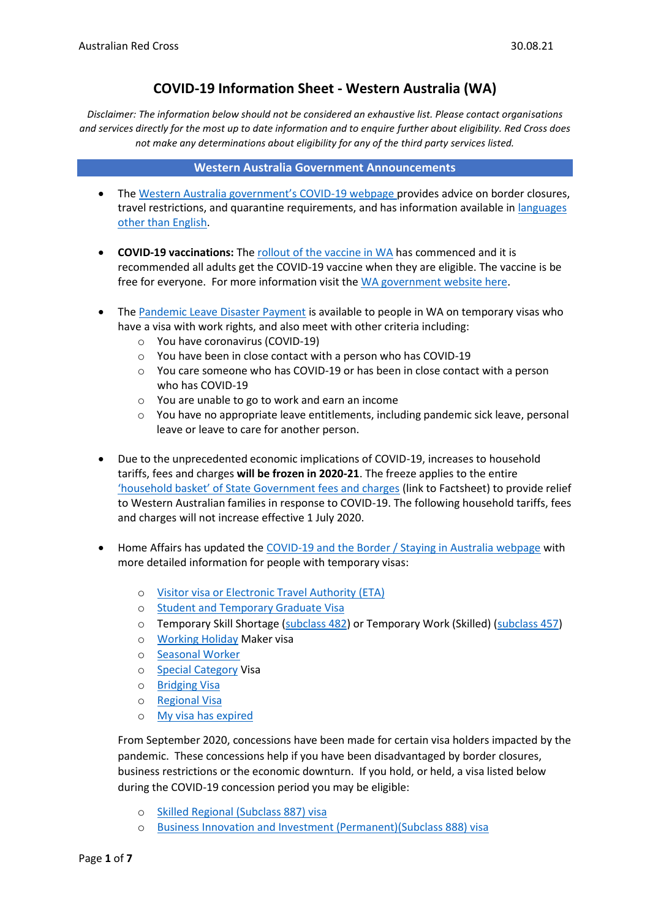# COVID-19 Information Sheet - Western Australia (WA)

*Disclaimer: The information below should not be considered an exhaustive list. Please contact organisations and services directly for the most up to date information and to enquire further about eligibility. Red Cross does not make any determinations about eligibility for any of the third party services listed.*

## Western Australia Government Announcements

- The Western Australia government's COVID-19 webpage provides advice on border closures, travel restrictions, and quarantine requirements, and has information available in languages other than English.

- **COVID-19 vaccinations:** The rollout of the vaccine in WA has commenced and it is recommended all adults get the COVID-19 vaccine when they are eligible. The vaccine is be free for everyone. For more information visit the WA government website here.

- The Pandemic Leave Disaster Payment is available to people in WA on temporary visas who have a visa with work rights, and also meet with other criteria including:
  - You have coronavirus (COVID-19)
  - You have been in close contact with a person who has COVID-19
  - You care someone who has COVID-19 or has been in close contact with a person who has COVID-19
  - You are unable to go to work and earn an income
  - You have no appropriate leave entitlements, including pandemic sick leave, personal leave or leave to care for another person.

- Due to the unprecedented economic implications of COVID-19, increases to household tariffs, fees and charges **will be frozen in 2020-21**. The freeze applies to the entire 'household basket' of State Government fees and charges (link to Factsheet) to provide relief to Western Australian families in response to COVID-19. The following household tariffs, fees and charges will not increase effective 1 July 2020.

- Home Affairs has updated the COVID-19 and the Border / Staying in Australia webpage with more detailed information for people with temporary visas:

  - Visitor visa or Electronic Travel Authority (ETA)
  - Student and Temporary Graduate Visa
  - Temporary Skill Shortage (subclass 482) or Temporary Work (Skilled) (subclass 457)
  - Working Holiday Maker visa
  - Seasonal Worker
  - Special Category Visa
  - Bridging Visa
  - Regional Visa
  - My visa has expired

  From September 2020, concessions have been made for certain visa holders impacted by the pandemic. These concessions help if you have been disadvantaged by border closures, business restrictions or the economic downturn. If you hold, or held, a visa listed below during the COVID-19 concession period you may be eligible:

  - Skilled Regional (Subclass 887) visa
  - Business Innovation and Investment (Permanent)(Subclass 888) visa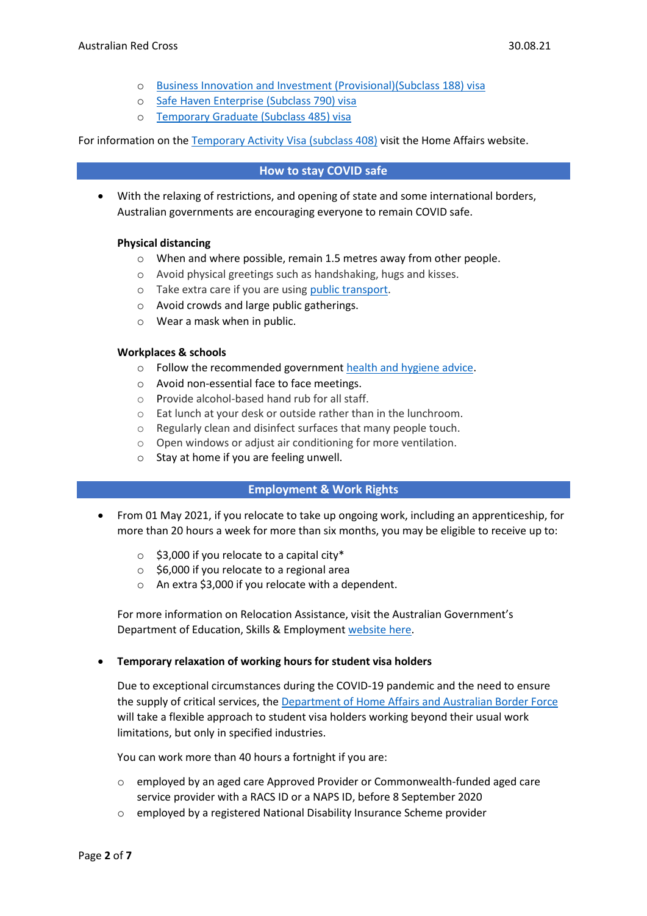- Business Innovation and Investment (Provisional)(Subclass 188) visa
- Safe Haven Enterprise (Subclass 790) visa
- Temporary Graduate (Subclass 485) visa

For information on the Temporary Activity Visa (subclass 408) visit the Home Affairs website.

## How to stay COVID safe

- With the relaxing of restrictions, and opening of state and some international borders, Australian governments are encouraging everyone to remain COVID safe.

  **Physical distancing**

  - When and where possible, remain 1.5 metres away from other people.
  - Avoid physical greetings such as handshaking, hugs and kisses.
  - Take extra care if you are using public transport.
  - Avoid crowds and large public gatherings.
  - Wear a mask when in public.

  **Workplaces & schools**

  - Follow the recommended government health and hygiene advice.
  - Avoid non-essential face to face meetings.
  - Provide alcohol-based hand rub for all staff.
  - Eat lunch at your desk or outside rather than in the lunchroom.
  - Regularly clean and disinfect surfaces that many people touch.
  - Open windows or adjust air conditioning for more ventilation.
  - Stay at home if you are feeling unwell.

## Employment & Work Rights

- From 01 May 2021, if you relocate to take up ongoing work, including an apprenticeship, for more than 20 hours a week for more than six months, you may be eligible to receive up to:

  - $3,000 if you relocate to a capital city*
  - $6,000 if you relocate to a regional area
  - An extra $3,000 if you relocate with a dependent.

  For more information on Relocation Assistance, visit the Australian Government's Department of Education, Skills & Employment website here.

- **Temporary relaxation of working hours for student visa holders**

  Due to exceptional circumstances during the COVID-19 pandemic and the need to ensure the supply of critical services, the Department of Home Affairs and Australian Border Force will take a flexible approach to student visa holders working beyond their usual work limitations, but only in specified industries.

  You can work more than 40 hours a fortnight if you are:

  - employed by an aged care Approved Provider or Commonwealth-funded aged care service provider with a RACS ID or a NAPS ID, before 8 September 2020
  - employed by a registered National Disability Insurance Scheme provider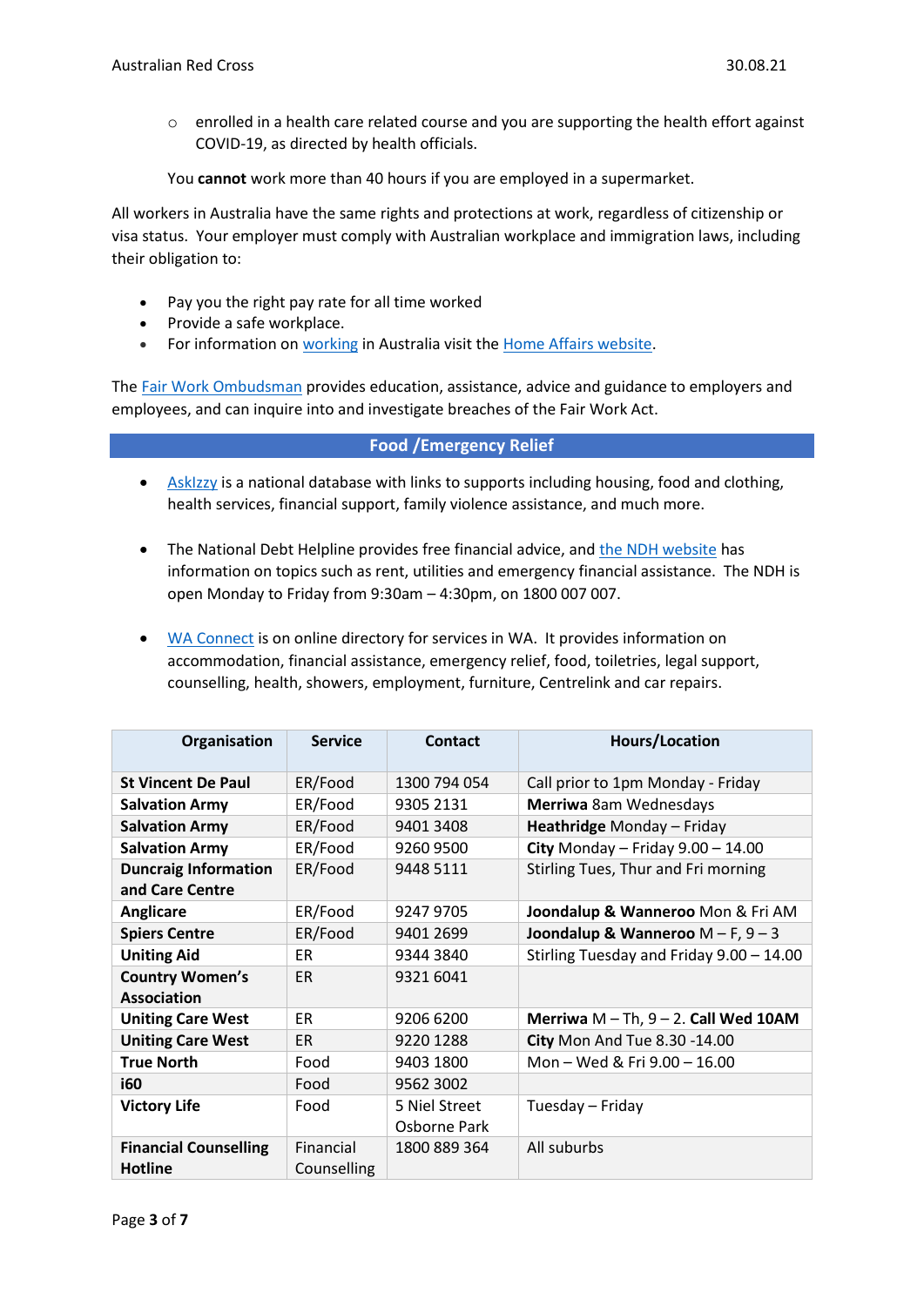- enrolled in a health care related course and you are supporting the health effort against COVID-19, as directed by health officials.

You **cannot** work more than 40 hours if you are employed in a supermarket.

All workers in Australia have the same rights and protections at work, regardless of citizenship or visa status. Your employer must comply with Australian workplace and immigration laws, including their obligation to:

- Pay you the right pay rate for all time worked
- Provide a safe workplace.
- For information on working in Australia visit the Home Affairs website.

The Fair Work Ombudsman provides education, assistance, advice and guidance to employers and employees, and can inquire into and investigate breaches of the Fair Work Act.

## Food /Emergency Relief

- AskIzzy is a national database with links to supports including housing, food and clothing, health services, financial support, family violence assistance, and much more.

- The National Debt Helpline provides free financial advice, and the NDH website has information on topics such as rent, utilities and emergency financial assistance. The NDH is open Monday to Friday from 9:30am – 4:30pm, on 1800 007 007.

- WA Connect is on online directory for services in WA. It provides information on accommodation, financial assistance, emergency relief, food, toiletries, legal support, counselling, health, showers, employment, furniture, Centrelink and car repairs.

| Organisation | Service | Contact | Hours/Location |
|---|---|---|---|
| **St Vincent De Paul** | ER/Food | 1300 794 054 | Call prior to 1pm Monday - Friday |
| **Salvation Army** | ER/Food | 9305 2131 | **Merriwa** 8am Wednesdays |
| **Salvation Army** | ER/Food | 9401 3408 | **Heathridge** Monday – Friday |
| **Salvation Army** | ER/Food | 9260 9500 | **City** Monday – Friday 9.00 – 14.00 |
| **Duncraig Information and Care Centre** | ER/Food | 9448 5111 | Stirling Tues, Thur and Fri morning |
| **Anglicare** | ER/Food | 9247 9705 | **Joondalup & Wanneroo** Mon & Fri AM |
| **Spiers Centre** | ER/Food | 9401 2699 | **Joondalup & Wanneroo** M – F, 9 – 3 |
| **Uniting Aid** | ER | 9344 3840 | Stirling Tuesday and Friday 9.00 – 14.00 |
| **Country Women's Association** | ER | 9321 6041 | |
| **Uniting Care West** | ER | 9206 6200 | **Merriwa** M – Th, 9 – 2. **Call Wed 10AM** |
| **Uniting Care West** | ER | 9220 1288 | **City** Mon And Tue 8.30 -14.00 |
| **True North** | Food | 9403 1800 | Mon – Wed & Fri 9.00 – 16.00 |
| **i60** | Food | 9562 3002 | |
| **Victory Life** | Food | 5 Niel Street Osborne Park | Tuesday – Friday |
| **Financial Counselling Hotline** | Financial Counselling | 1800 889 364 | All suburbs |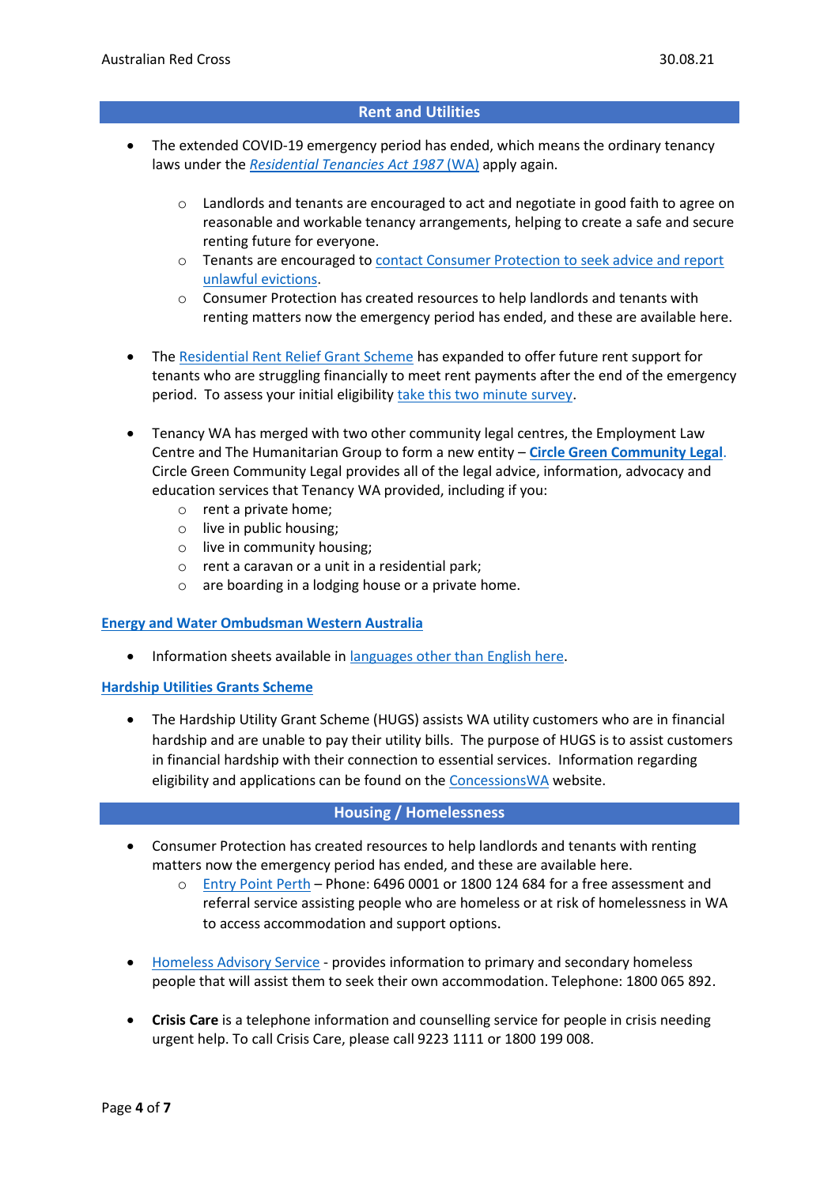## Rent and Utilities

- The extended COVID-19 emergency period has ended, which means the ordinary tenancy laws under the *Residential Tenancies Act 1987* (WA) apply again.
  - Landlords and tenants are encouraged to act and negotiate in good faith to agree on reasonable and workable tenancy arrangements, helping to create a safe and secure renting future for everyone.
  - Tenants are encouraged to contact Consumer Protection to seek advice and report unlawful evictions.
  - Consumer Protection has created resources to help landlords and tenants with renting matters now the emergency period has ended, and these are available here.

- The Residential Rent Relief Grant Scheme has expanded to offer future rent support for tenants who are struggling financially to meet rent payments after the end of the emergency period. To assess your initial eligibility take this two minute survey.

- Tenancy WA has merged with two other community legal centres, the Employment Law Centre and The Humanitarian Group to form a new entity – **Circle Green Community Legal**. Circle Green Community Legal provides all of the legal advice, information, advocacy and education services that Tenancy WA provided, including if you:
  - rent a private home;
  - live in public housing;
  - live in community housing;
  - rent a caravan or a unit in a residential park;
  - are boarding in a lodging house or a private home.

**Energy and Water Ombudsman Western Australia**

- Information sheets available in languages other than English here.

**Hardship Utilities Grants Scheme**

- The Hardship Utility Grant Scheme (HUGS) assists WA utility customers who are in financial hardship and are unable to pay their utility bills. The purpose of HUGS is to assist customers in financial hardship with their connection to essential services. Information regarding eligibility and applications can be found on the ConcessionsWA website.

## Housing / Homelessness

- Consumer Protection has created resources to help landlords and tenants with renting matters now the emergency period has ended, and these are available here.
  - Entry Point Perth – Phone: 6496 0001 or 1800 124 684 for a free assessment and referral service assisting people who are homeless or at risk of homelessness in WA to access accommodation and support options.

- Homeless Advisory Service - provides information to primary and secondary homeless people that will assist them to seek their own accommodation. Telephone: 1800 065 892.

- **Crisis Care** is a telephone information and counselling service for people in crisis needing urgent help. To call Crisis Care, please call 9223 1111 or 1800 199 008.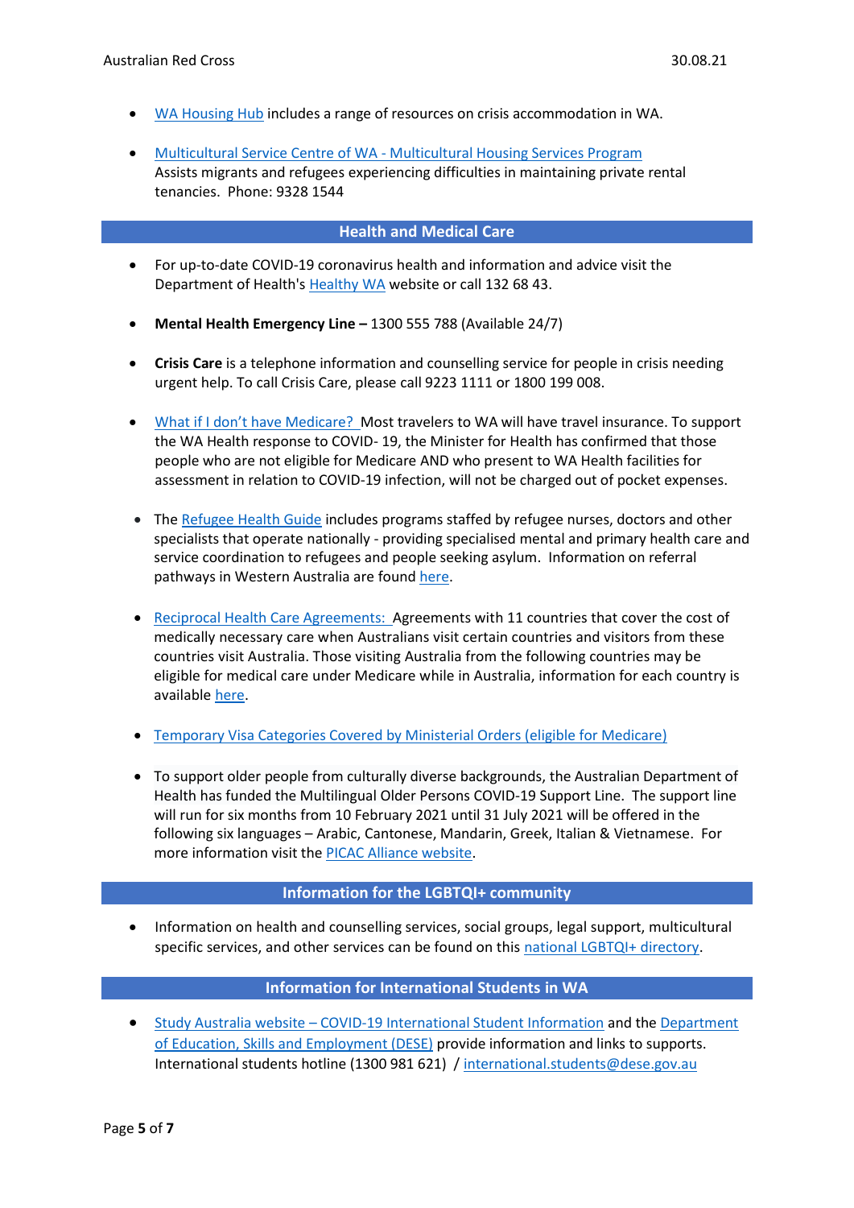- WA Housing Hub includes a range of resources on crisis accommodation in WA.

- Multicultural Service Centre of WA - Multicultural Housing Services Program
  Assists migrants and refugees experiencing difficulties in maintaining private rental tenancies. Phone: 9328 1544

## Health and Medical Care

- For up-to-date COVID-19 coronavirus health and information and advice visit the Department of Health's Healthy WA website or call 132 68 43.

- **Mental Health Emergency Line –** 1300 555 788 (Available 24/7)

- **Crisis Care** is a telephone information and counselling service for people in crisis needing urgent help. To call Crisis Care, please call 9223 1111 or 1800 199 008.

- What if I don't have Medicare? Most travelers to WA will have travel insurance. To support the WA Health response to COVID- 19, the Minister for Health has confirmed that those people who are not eligible for Medicare AND who present to WA Health facilities for assessment in relation to COVID-19 infection, will not be charged out of pocket expenses.

- The Refugee Health Guide includes programs staffed by refugee nurses, doctors and other specialists that operate nationally - providing specialised mental and primary health care and service coordination to refugees and people seeking asylum. Information on referral pathways in Western Australia are found here.

- Reciprocal Health Care Agreements: Agreements with 11 countries that cover the cost of medically necessary care when Australians visit certain countries and visitors from these countries visit Australia. Those visiting Australia from the following countries may be eligible for medical care under Medicare while in Australia, information for each country is available here.

- Temporary Visa Categories Covered by Ministerial Orders (eligible for Medicare)

- To support older people from culturally diverse backgrounds, the Australian Department of Health has funded the Multilingual Older Persons COVID-19 Support Line. The support line will run for six months from 10 February 2021 until 31 July 2021 will be offered in the following six languages – Arabic, Cantonese, Mandarin, Greek, Italian & Vietnamese. For more information visit the PICAC Alliance website.

## Information for the LGBTQI+ community

- Information on health and counselling services, social groups, legal support, multicultural specific services, and other services can be found on this national LGBTQI+ directory.

## Information for International Students in WA

- Study Australia website – COVID-19 International Student Information and the Department of Education, Skills and Employment (DESE) provide information and links to supports. International students hotline (1300 981 621) / international.students@dese.gov.au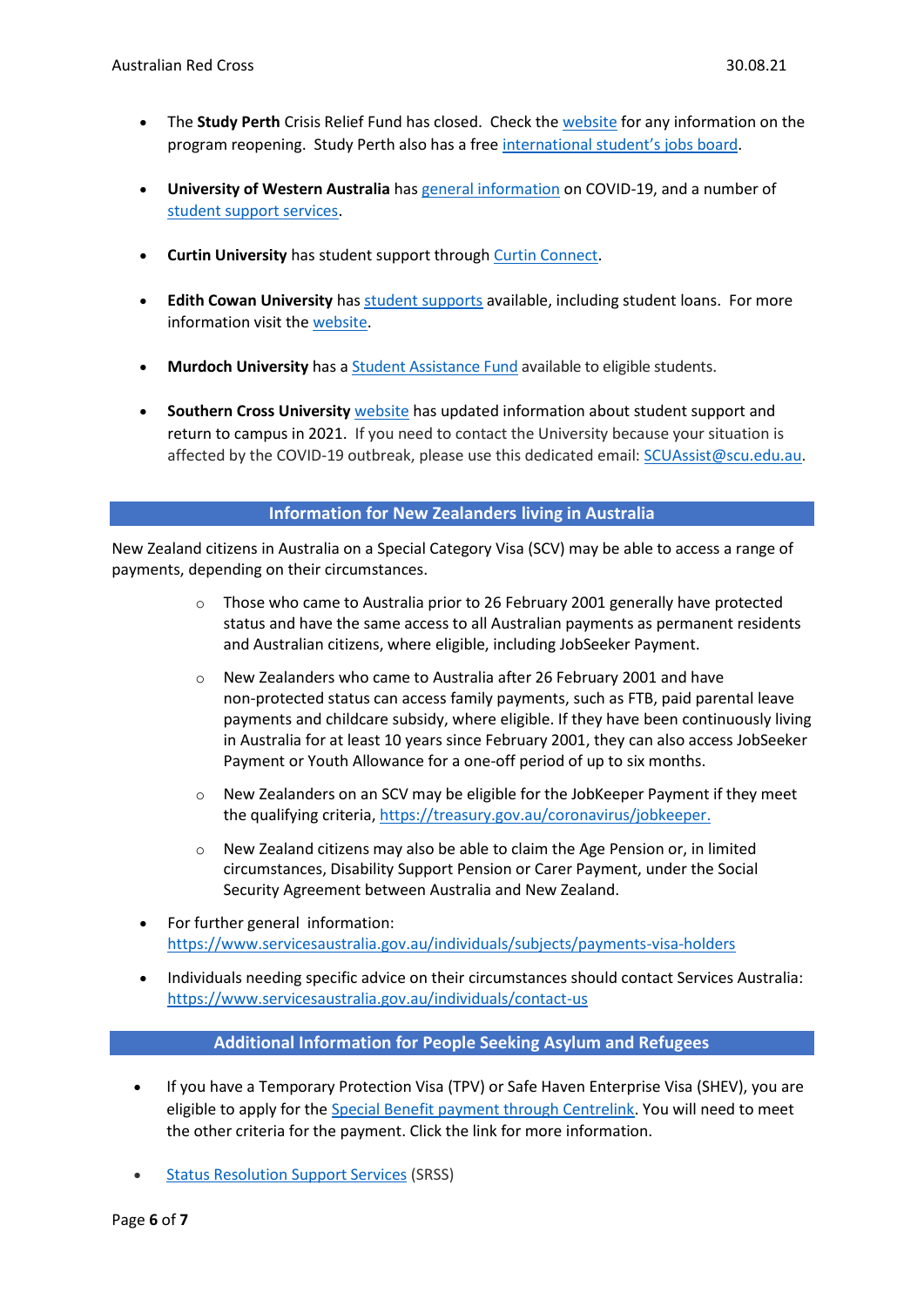- The **Study Perth** Crisis Relief Fund has closed. Check the website for any information on the program reopening. Study Perth also has a free international student's jobs board.

- **University of Western Australia** has general information on COVID-19, and a number of student support services.

- **Curtin University** has student support through Curtin Connect.

- **Edith Cowan University** has student supports available, including student loans. For more information visit the website.

- **Murdoch University** has a Student Assistance Fund available to eligible students.

- **Southern Cross University** website has updated information about student support and return to campus in 2021. If you need to contact the University because your situation is affected by the COVID-19 outbreak, please use this dedicated email: SCUAssist@scu.edu.au.

## Information for New Zealanders living in Australia

New Zealand citizens in Australia on a Special Category Visa (SCV) may be able to access a range of payments, depending on their circumstances.

- Those who came to Australia prior to 26 February 2001 generally have protected status and have the same access to all Australian payments as permanent residents and Australian citizens, where eligible, including JobSeeker Payment.
- New Zealanders who came to Australia after 26 February 2001 and have non-protected status can access family payments, such as FTB, paid parental leave payments and childcare subsidy, where eligible. If they have been continuously living in Australia for at least 10 years since February 2001, they can also access JobSeeker Payment or Youth Allowance for a one-off period of up to six months.
- New Zealanders on an SCV may be eligible for the JobKeeper Payment if they meet the qualifying criteria, https://treasury.gov.au/coronavirus/jobkeeper.
- New Zealand citizens may also be able to claim the Age Pension or, in limited circumstances, Disability Support Pension or Carer Payment, under the Social Security Agreement between Australia and New Zealand.

- For further general information: https://www.servicesaustralia.gov.au/individuals/subjects/payments-visa-holders

- Individuals needing specific advice on their circumstances should contact Services Australia: https://www.servicesaustralia.gov.au/individuals/contact-us

## Additional Information for People Seeking Asylum and Refugees

- If you have a Temporary Protection Visa (TPV) or Safe Haven Enterprise Visa (SHEV), you are eligible to apply for the Special Benefit payment through Centrelink. You will need to meet the other criteria for the payment. Click the link for more information.

- Status Resolution Support Services (SRSS)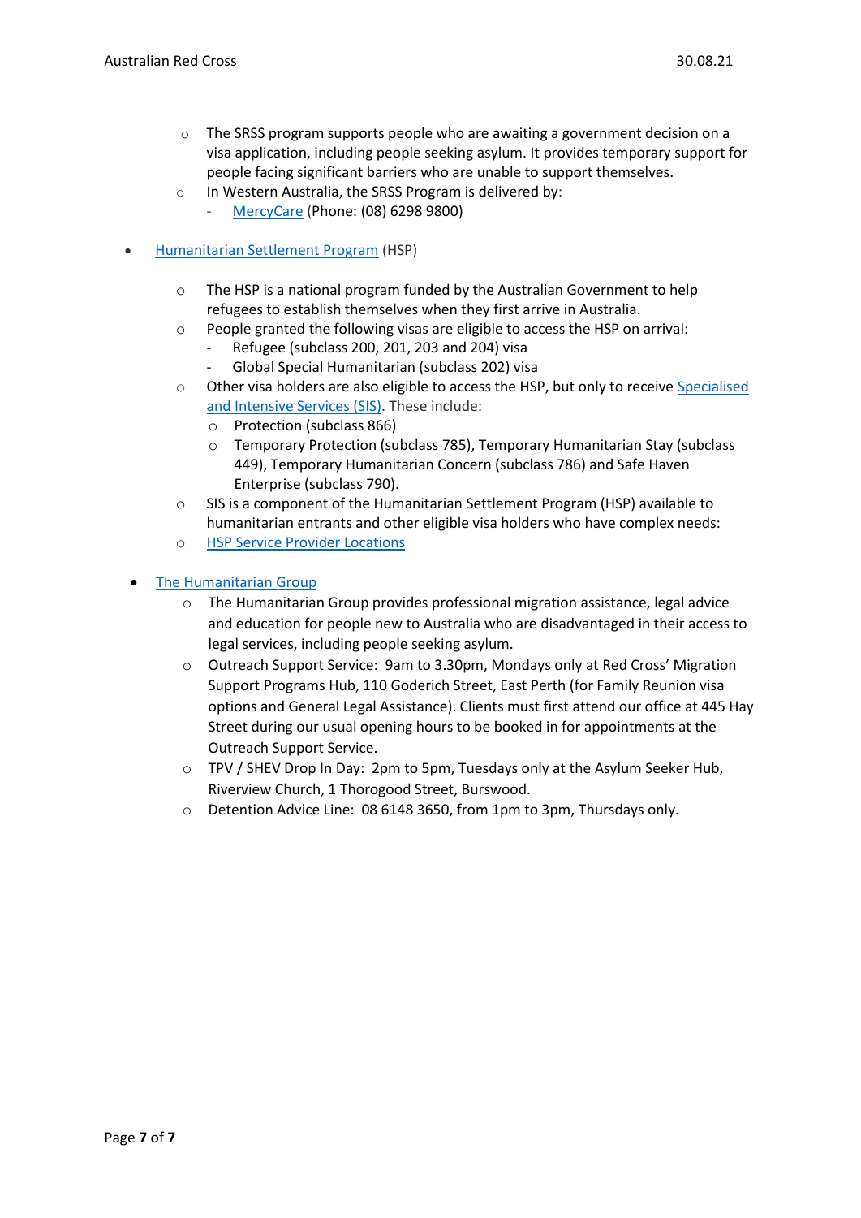- The SRSS program supports people who are awaiting a government decision on a visa application, including people seeking asylum. It provides temporary support for people facing significant barriers who are unable to support themselves.
  - In Western Australia, the SRSS Program is delivered by:
    - MercyCare (Phone: (08) 6298 9800)

- Humanitarian Settlement Program (HSP)

  - The HSP is a national program funded by the Australian Government to help refugees to establish themselves when they first arrive in Australia.
  - People granted the following visas are eligible to access the HSP on arrival:
    - Refugee (subclass 200, 201, 203 and 204) visa
    - Global Special Humanitarian (subclass 202) visa
  - Other visa holders are also eligible to access the HSP, but only to receive Specialised and Intensive Services (SIS). These include:
    - Protection (subclass 866)
    - Temporary Protection (subclass 785), Temporary Humanitarian Stay (subclass 449), Temporary Humanitarian Concern (subclass 786) and Safe Haven Enterprise (subclass 790).
  - SIS is a component of the Humanitarian Settlement Program (HSP) available to humanitarian entrants and other eligible visa holders who have complex needs:
  - HSP Service Provider Locations

- The Humanitarian Group
  - The Humanitarian Group provides professional migration assistance, legal advice and education for people new to Australia who are disadvantaged in their access to legal services, including people seeking asylum.
  - Outreach Support Service: 9am to 3.30pm, Mondays only at Red Cross' Migration Support Programs Hub, 110 Goderich Street, East Perth (for Family Reunion visa options and General Legal Assistance). Clients must first attend our office at 445 Hay Street during our usual opening hours to be booked in for appointments at the Outreach Support Service.
  - TPV / SHEV Drop In Day: 2pm to 5pm, Tuesdays only at the Asylum Seeker Hub, Riverview Church, 1 Thorogood Street, Burswood.
  - Detention Advice Line: 08 6148 3650, from 1pm to 3pm, Thursdays only.